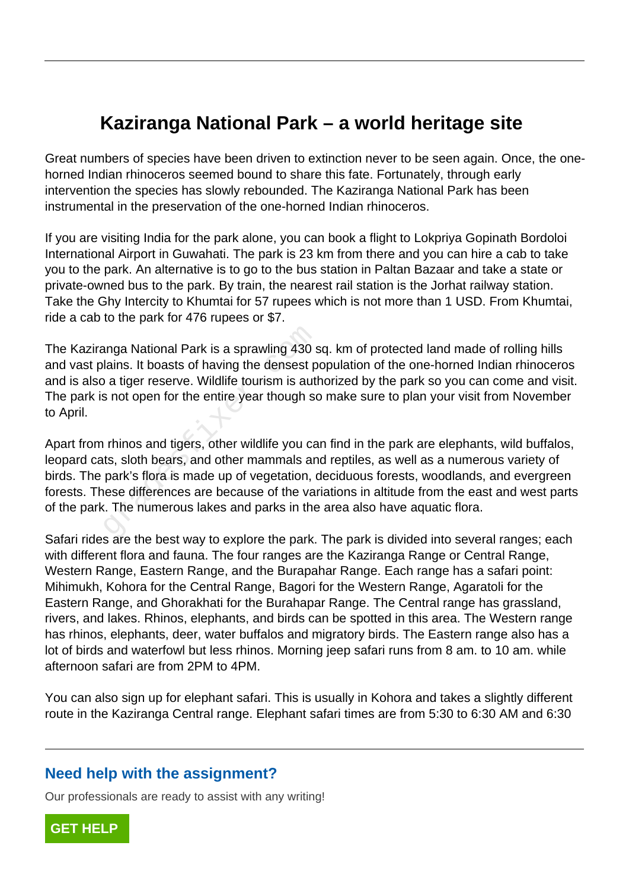# Kaziranga National Park – a world heritage site

Great numbers of species have been driven to extinction never to be seen again. Once, the one-horned Indian rhinoceros seemed bound to share this fate. Fortunately, through early intervention the species has slowly rebounded. The Kaziranga National Park has been instrumental in the preservation of the one-horned Indian rhinoceros.

If you are visiting India for the park alone, you can book a flight to Lokpriya Gopinath Bordoloi International Airport in Guwahati. The park is 23 km from there and you can hire a cab to take you to the park. An alternative is to go to the bus station in Paltan Bazaar and take a state or private-owned bus to the park. By train, the nearest rail station is the Jorhat railway station. Take the Ghy Intercity to Khumtai for 57 rupees which is not more than 1 USD. From Khumtai, ride a cab to the park for 476 rupees or $7.

The Kaziranga National Park is a sprawling 430 sq. km of protected land made of rolling hills and vast plains. It boasts of having the densest population of the one-horned Indian rhinoceros and is also a tiger reserve. Wildlife tourism is authorized by the park so you can come and visit. The park is not open for the entire year though so make sure to plan your visit from November to April.

Apart from rhinos and tigers, other wildlife you can find in the park are elephants, wild buffalos, leopard cats, sloth bears, and other mammals and reptiles, as well as a numerous variety of birds. The park's flora is made up of vegetation, deciduous forests, woodlands, and evergreen forests. These differences are because of the variations in altitude from the east and west parts of the park. The numerous lakes and parks in the area also have aquatic flora.

Safari rides are the best way to explore the park. The park is divided into several ranges; each with different flora and fauna. The four ranges are the Kaziranga Range or Central Range, Western Range, Eastern Range, and the Burapahar Range. Each range has a safari point: Mihimukh, Kohora for the Central Range, Bagori for the Western Range, Agaratoli for the Eastern Range, and Ghorakhati for the Burahapar Range. The Central range has grassland, rivers, and lakes. Rhinos, elephants, and birds can be spotted in this area. The Western range has rhinos, elephants, deer, water buffalos and migratory birds. The Eastern range also has a lot of birds and waterfowl but less rhinos. Morning jeep safari runs from 8 am. to 10 am. while afternoon safari are from 2PM to 4PM.

You can also sign up for elephant safari. This is usually in Kohora and takes a slightly different route in the Kaziranga Central range. Elephant safari times are from 5:30 to 6:30 AM and 6:30

## Need help with the assignment?

Our professionals are ready to assist with any writing!

GET HELP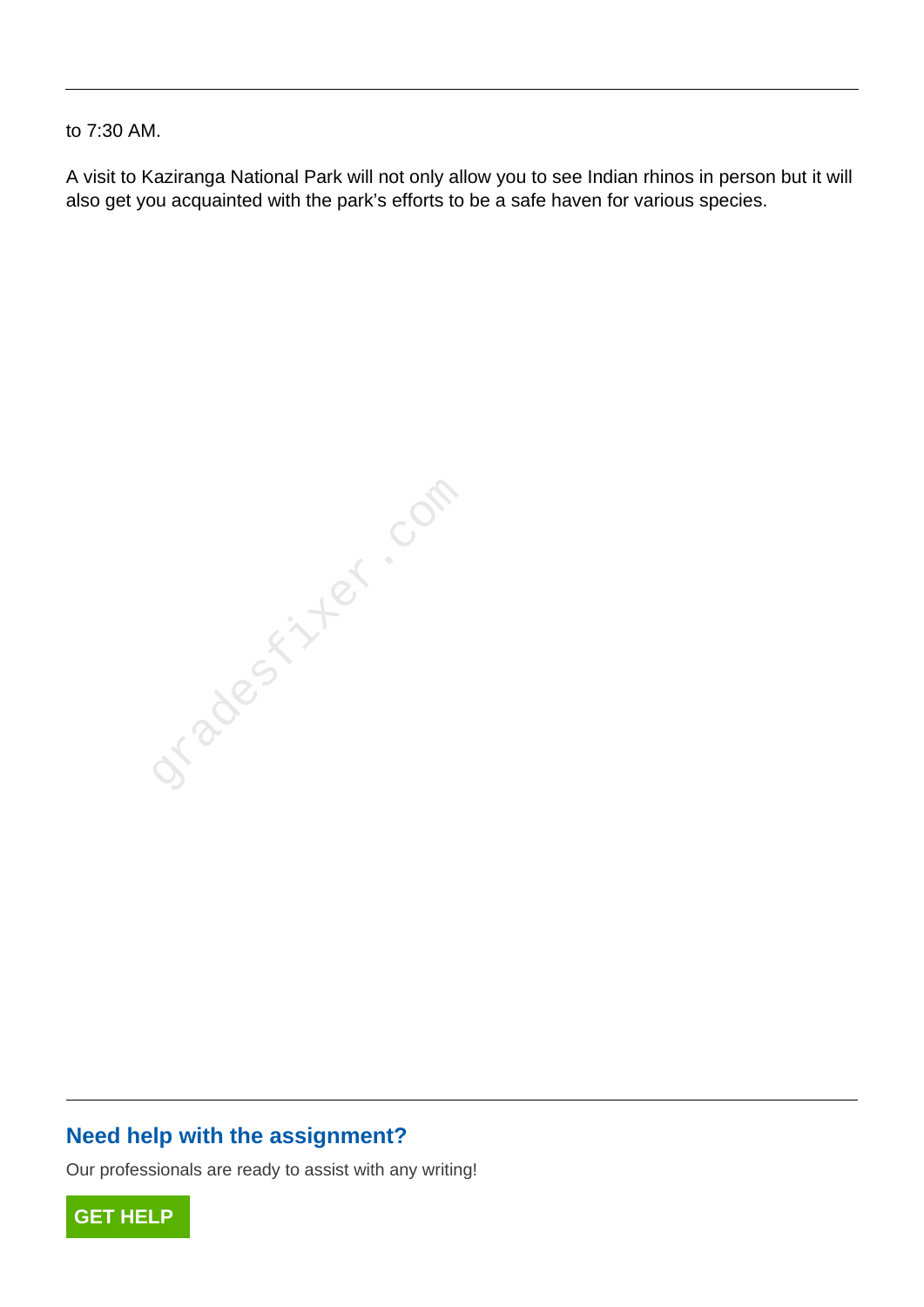to 7:30 AM.

A visit to Kaziranga National Park will not only allow you to see Indian rhinos in person but it will also get you acquainted with the park's efforts to be a safe haven for various species.

## Need help with the assignment?

Our professionals are ready to assist with any writing!

GET HELP